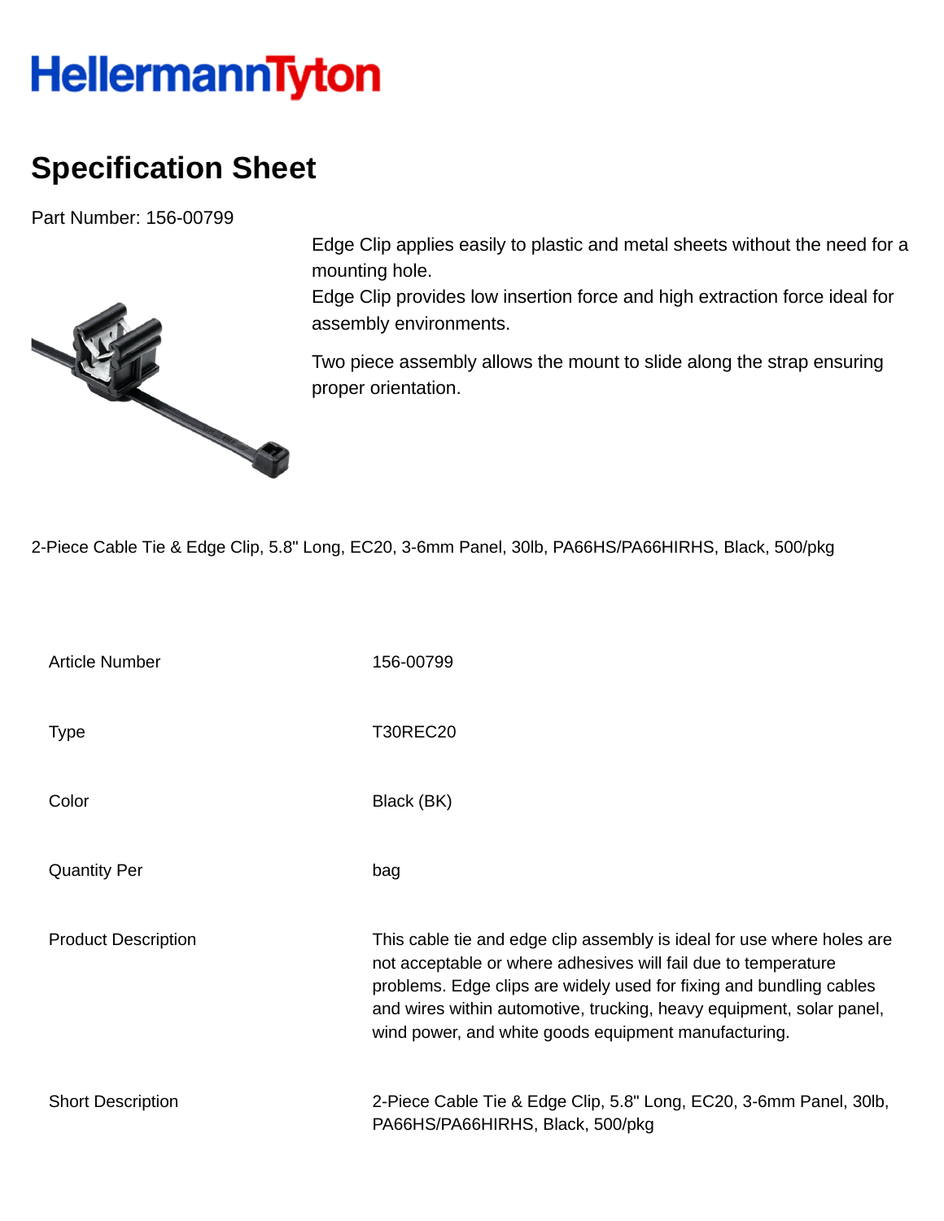# HellermannTyton

## Specification Sheet

Part Number: 156-00799

Edge Clip applies easily to plastic and metal sheets without the need for a mounting hole.
Edge Clip provides low insertion force and high extraction force ideal for assembly environments.

Two piece assembly allows the mount to slide along the strap ensuring proper orientation.

2-Piece Cable Tie & Edge Clip, 5.8" Long, EC20, 3-6mm Panel, 30lb, PA66HS/PA66HIRHS, Black, 500/pkg

| | |
|---|---|
| Article Number | 156-00799 |
| Type | T30REC20 |
| Color | Black (BK) |
| Quantity Per | bag |
| Product Description | This cable tie and edge clip assembly is ideal for use where holes are not acceptable or where adhesives will fail due to temperature problems. Edge clips are widely used for fixing and bundling cables and wires within automotive, trucking, heavy equipment, solar panel, wind power, and white goods equipment manufacturing. |
| Short Description | 2-Piece Cable Tie & Edge Clip, 5.8" Long, EC20, 3-6mm Panel, 30lb, PA66HS/PA66HIRHS, Black, 500/pkg |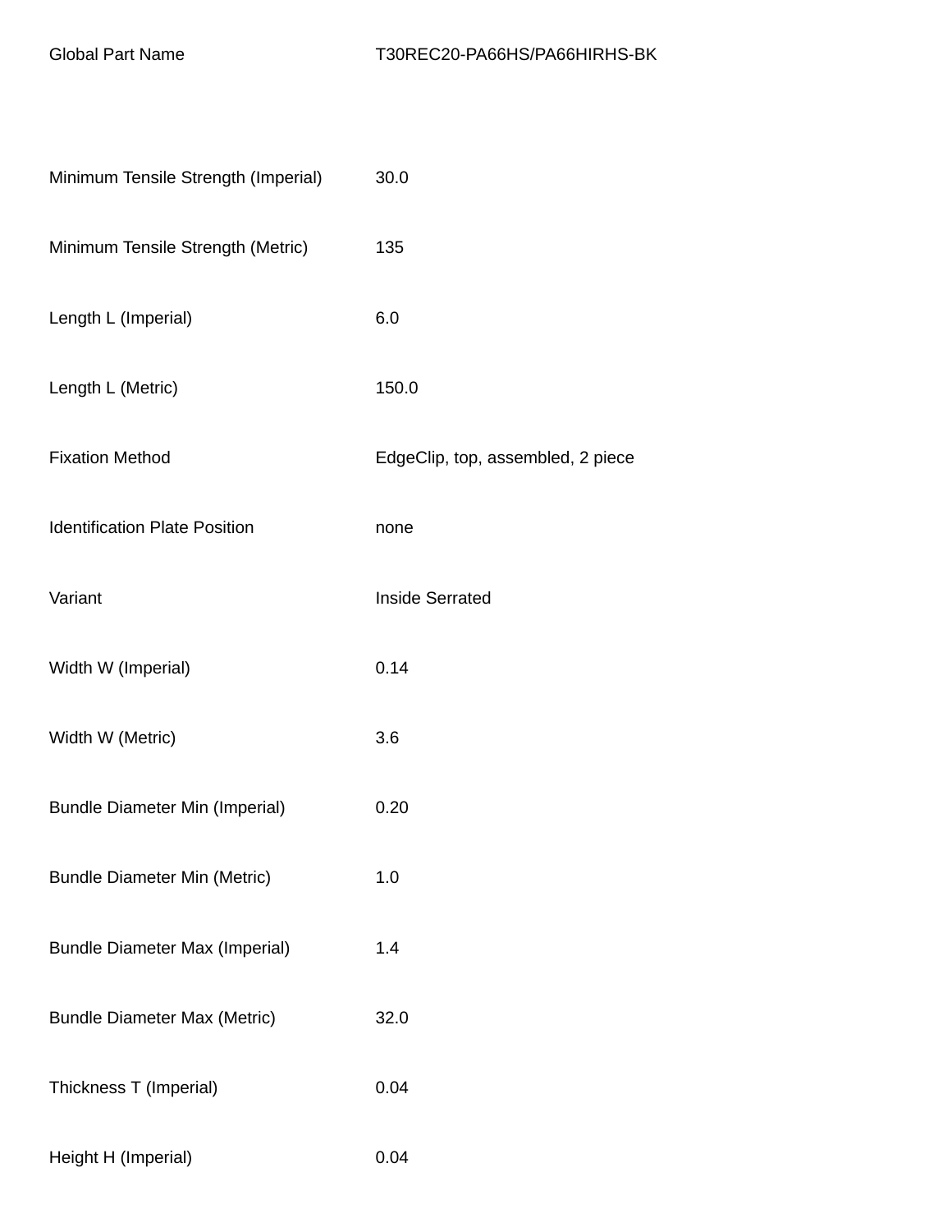| Global Part Name | T30REC20-PA66HS/PA66HIRHS-BK |
|---|---|
| Minimum Tensile Strength (Imperial) | 30.0 |
| Minimum Tensile Strength (Metric) | 135 |
| Length L (Imperial) | 6.0 |
| Length L (Metric) | 150.0 |
| Fixation Method | EdgeClip, top, assembled, 2 piece |
| Identification Plate Position | none |
| Variant | Inside Serrated |
| Width W (Imperial) | 0.14 |
| Width W (Metric) | 3.6 |
| Bundle Diameter Min (Imperial) | 0.20 |
| Bundle Diameter Min (Metric) | 1.0 |
| Bundle Diameter Max (Imperial) | 1.4 |
| Bundle Diameter Max (Metric) | 32.0 |
| Thickness T (Imperial) | 0.04 |
| Height H (Imperial) | 0.04 |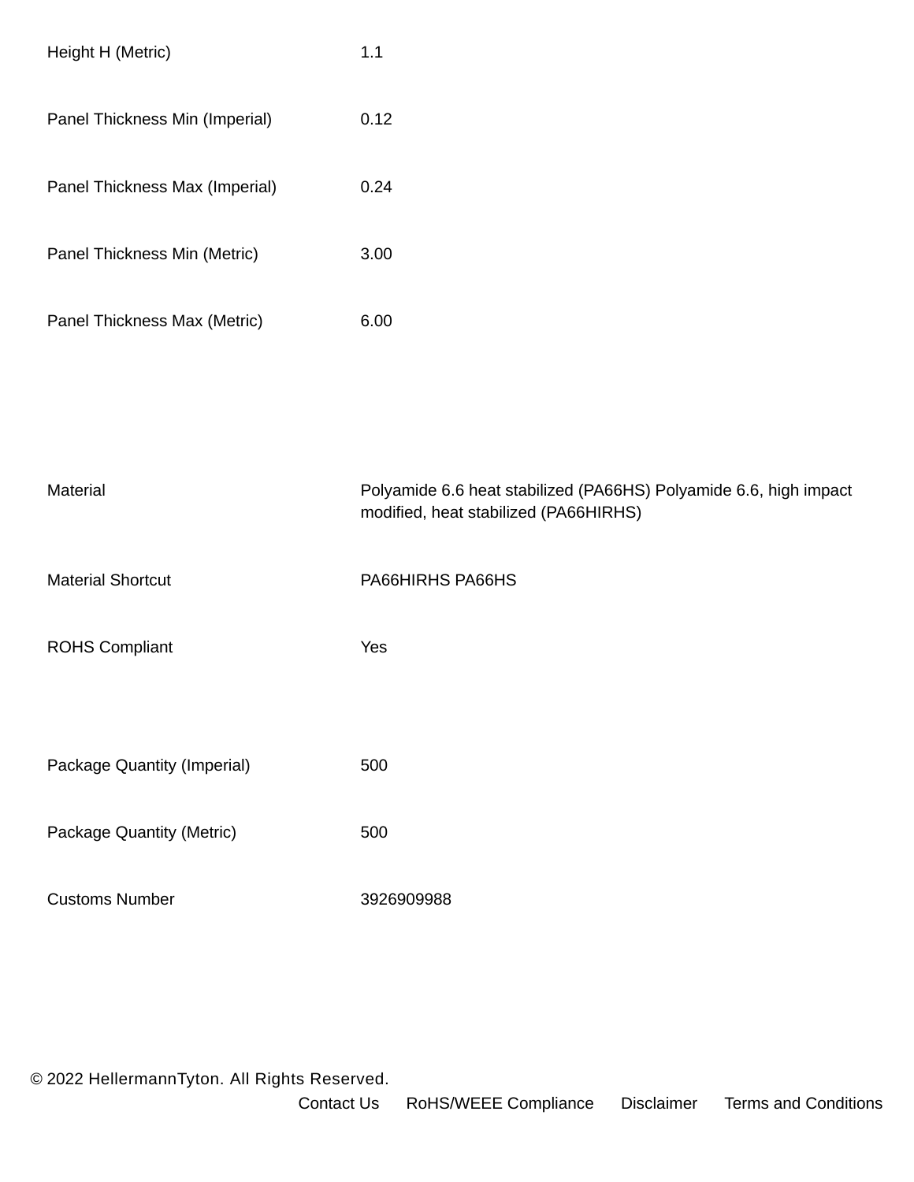| | |
|---|---|
| Height H (Metric) | 1.1 |
| Panel Thickness Min (Imperial) | 0.12 |
| Panel Thickness Max (Imperial) | 0.24 |
| Panel Thickness Min (Metric) | 3.00 |
| Panel Thickness Max (Metric) | 6.00 |

| | |
|---|---|
| Material | Polyamide 6.6 heat stabilized (PA66HS) Polyamide 6.6, high impact modified, heat stabilized (PA66HIRHS) |
| Material Shortcut | PA66HIRHS PA66HS |
| ROHS Compliant | Yes |

| | |
|---|---|
| Package Quantity (Imperial) | 500 |
| Package Quantity (Metric) | 500 |
| Customs Number | 3926909988 |

© 2022 HellermannTyton. All Rights Reserved.

Contact Us RoHS/WEEE Compliance Disclaimer Terms and Conditions